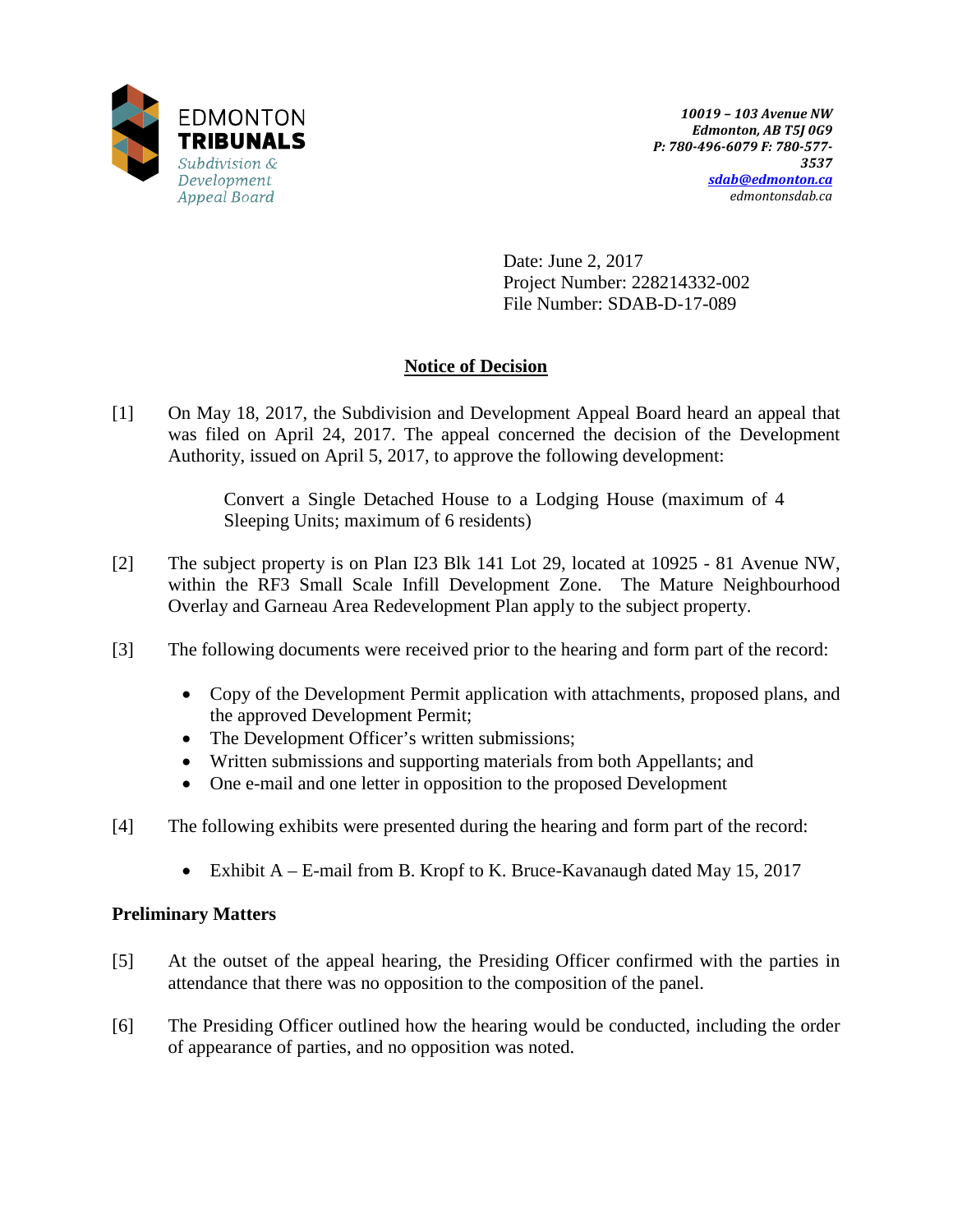EDMONTON
**TRIBUNALS**
*Subdivision & Development Appeal Board*

***10019 – 103 Avenue NW***
***Edmonton, AB T5J 0G9***
***P: 780-496-6079 F: 780-577-3537***
***sdab@edmonton.ca***
*edmontonsdab.ca*

Date: June 2, 2017
Project Number: 228214332-002
File Number: SDAB-D-17-089

## Notice of Decision

[1] On May 18, 2017, the Subdivision and Development Appeal Board heard an appeal that was filed on April 24, 2017. The appeal concerned the decision of the Development Authority, issued on April 5, 2017, to approve the following development:

> Convert a Single Detached House to a Lodging House (maximum of 4 Sleeping Units; maximum of 6 residents)

[2] The subject property is on Plan I23 Blk 141 Lot 29, located at 10925 - 81 Avenue NW, within the RF3 Small Scale Infill Development Zone. The Mature Neighbourhood Overlay and Garneau Area Redevelopment Plan apply to the subject property.

[3] The following documents were received prior to the hearing and form part of the record:

- Copy of the Development Permit application with attachments, proposed plans, and the approved Development Permit;
- The Development Officer's written submissions;
- Written submissions and supporting materials from both Appellants; and
- One e-mail and one letter in opposition to the proposed Development

[4] The following exhibits were presented during the hearing and form part of the record:

- Exhibit A – E-mail from B. Kropf to K. Bruce-Kavanaugh dated May 15, 2017

### Preliminary Matters

[5] At the outset of the appeal hearing, the Presiding Officer confirmed with the parties in attendance that there was no opposition to the composition of the panel.

[6] The Presiding Officer outlined how the hearing would be conducted, including the order of appearance of parties, and no opposition was noted.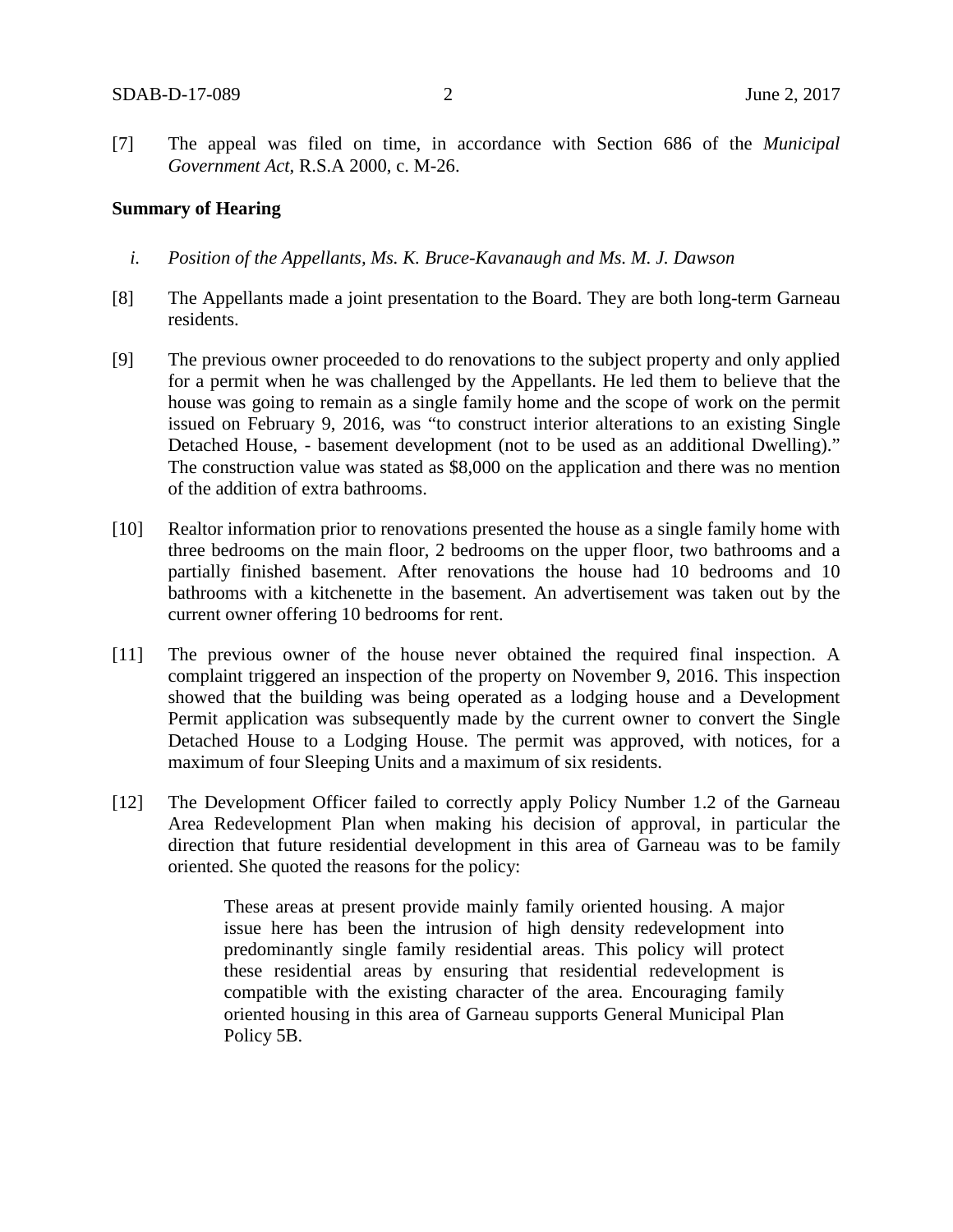[7] The appeal was filed on time, in accordance with Section 686 of the *Municipal Government Act*, R.S.A 2000, c. M-26.

**Summary of Hearing**

*i. Position of the Appellants, Ms. K. Bruce-Kavanaugh and Ms. M. J. Dawson*

[8] The Appellants made a joint presentation to the Board. They are both long-term Garneau residents.

[9] The previous owner proceeded to do renovations to the subject property and only applied for a permit when he was challenged by the Appellants. He led them to believe that the house was going to remain as a single family home and the scope of work on the permit issued on February 9, 2016, was "to construct interior alterations to an existing Single Detached House, - basement development (not to be used as an additional Dwelling)." The construction value was stated as $8,000 on the application and there was no mention of the addition of extra bathrooms.

[10] Realtor information prior to renovations presented the house as a single family home with three bedrooms on the main floor, 2 bedrooms on the upper floor, two bathrooms and a partially finished basement. After renovations the house had 10 bedrooms and 10 bathrooms with a kitchenette in the basement. An advertisement was taken out by the current owner offering 10 bedrooms for rent.

[11] The previous owner of the house never obtained the required final inspection. A complaint triggered an inspection of the property on November 9, 2016. This inspection showed that the building was being operated as a lodging house and a Development Permit application was subsequently made by the current owner to convert the Single Detached House to a Lodging House. The permit was approved, with notices, for a maximum of four Sleeping Units and a maximum of six residents.

[12] The Development Officer failed to correctly apply Policy Number 1.2 of the Garneau Area Redevelopment Plan when making his decision of approval, in particular the direction that future residential development in this area of Garneau was to be family oriented. She quoted the reasons for the policy:

> These areas at present provide mainly family oriented housing. A major issue here has been the intrusion of high density redevelopment into predominantly single family residential areas. This policy will protect these residential areas by ensuring that residential redevelopment is compatible with the existing character of the area. Encouraging family oriented housing in this area of Garneau supports General Municipal Plan Policy 5B.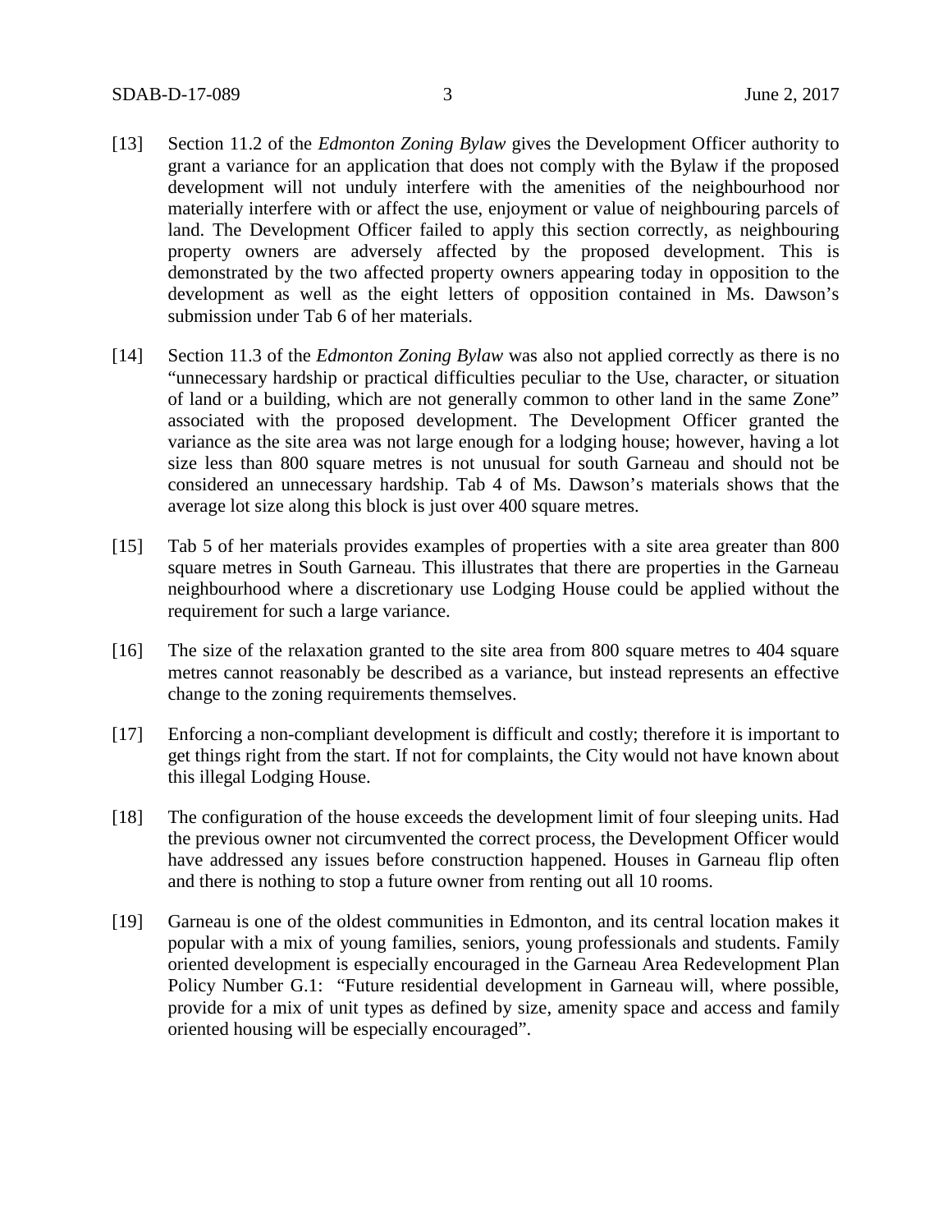[13] Section 11.2 of the *Edmonton Zoning Bylaw* gives the Development Officer authority to grant a variance for an application that does not comply with the Bylaw if the proposed development will not unduly interfere with the amenities of the neighbourhood nor materially interfere with or affect the use, enjoyment or value of neighbouring parcels of land. The Development Officer failed to apply this section correctly, as neighbouring property owners are adversely affected by the proposed development. This is demonstrated by the two affected property owners appearing today in opposition to the development as well as the eight letters of opposition contained in Ms. Dawson's submission under Tab 6 of her materials.

[14] Section 11.3 of the *Edmonton Zoning Bylaw* was also not applied correctly as there is no "unnecessary hardship or practical difficulties peculiar to the Use, character, or situation of land or a building, which are not generally common to other land in the same Zone" associated with the proposed development. The Development Officer granted the variance as the site area was not large enough for a lodging house; however, having a lot size less than 800 square metres is not unusual for south Garneau and should not be considered an unnecessary hardship. Tab 4 of Ms. Dawson's materials shows that the average lot size along this block is just over 400 square metres.

[15] Tab 5 of her materials provides examples of properties with a site area greater than 800 square metres in South Garneau. This illustrates that there are properties in the Garneau neighbourhood where a discretionary use Lodging House could be applied without the requirement for such a large variance.

[16] The size of the relaxation granted to the site area from 800 square metres to 404 square metres cannot reasonably be described as a variance, but instead represents an effective change to the zoning requirements themselves.

[17] Enforcing a non-compliant development is difficult and costly; therefore it is important to get things right from the start. If not for complaints, the City would not have known about this illegal Lodging House.

[18] The configuration of the house exceeds the development limit of four sleeping units. Had the previous owner not circumvented the correct process, the Development Officer would have addressed any issues before construction happened. Houses in Garneau flip often and there is nothing to stop a future owner from renting out all 10 rooms.

[19] Garneau is one of the oldest communities in Edmonton, and its central location makes it popular with a mix of young families, seniors, young professionals and students. Family oriented development is especially encouraged in the Garneau Area Redevelopment Plan Policy Number G.1: "Future residential development in Garneau will, where possible, provide for a mix of unit types as defined by size, amenity space and access and family oriented housing will be especially encouraged".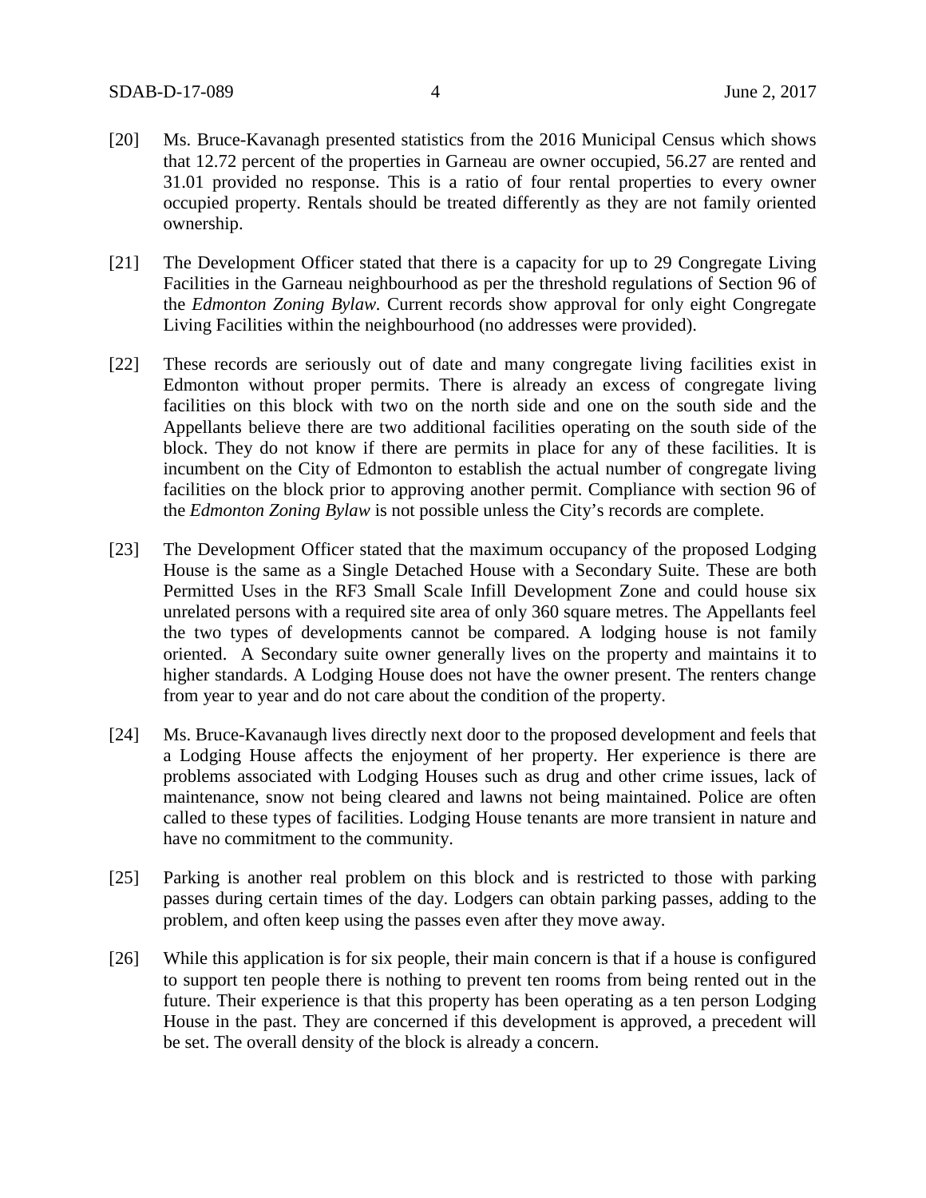[20] Ms. Bruce-Kavanagh presented statistics from the 2016 Municipal Census which shows that 12.72 percent of the properties in Garneau are owner occupied, 56.27 are rented and 31.01 provided no response. This is a ratio of four rental properties to every owner occupied property. Rentals should be treated differently as they are not family oriented ownership.

[21] The Development Officer stated that there is a capacity for up to 29 Congregate Living Facilities in the Garneau neighbourhood as per the threshold regulations of Section 96 of the *Edmonton Zoning Bylaw.* Current records show approval for only eight Congregate Living Facilities within the neighbourhood (no addresses were provided).

[22] These records are seriously out of date and many congregate living facilities exist in Edmonton without proper permits. There is already an excess of congregate living facilities on this block with two on the north side and one on the south side and the Appellants believe there are two additional facilities operating on the south side of the block. They do not know if there are permits in place for any of these facilities. It is incumbent on the City of Edmonton to establish the actual number of congregate living facilities on the block prior to approving another permit. Compliance with section 96 of the *Edmonton Zoning Bylaw* is not possible unless the City's records are complete.

[23] The Development Officer stated that the maximum occupancy of the proposed Lodging House is the same as a Single Detached House with a Secondary Suite. These are both Permitted Uses in the RF3 Small Scale Infill Development Zone and could house six unrelated persons with a required site area of only 360 square metres. The Appellants feel the two types of developments cannot be compared. A lodging house is not family oriented. A Secondary suite owner generally lives on the property and maintains it to higher standards. A Lodging House does not have the owner present. The renters change from year to year and do not care about the condition of the property.

[24] Ms. Bruce-Kavanaugh lives directly next door to the proposed development and feels that a Lodging House affects the enjoyment of her property. Her experience is there are problems associated with Lodging Houses such as drug and other crime issues, lack of maintenance, snow not being cleared and lawns not being maintained. Police are often called to these types of facilities. Lodging House tenants are more transient in nature and have no commitment to the community.

[25] Parking is another real problem on this block and is restricted to those with parking passes during certain times of the day. Lodgers can obtain parking passes, adding to the problem, and often keep using the passes even after they move away.

[26] While this application is for six people, their main concern is that if a house is configured to support ten people there is nothing to prevent ten rooms from being rented out in the future. Their experience is that this property has been operating as a ten person Lodging House in the past. They are concerned if this development is approved, a precedent will be set. The overall density of the block is already a concern.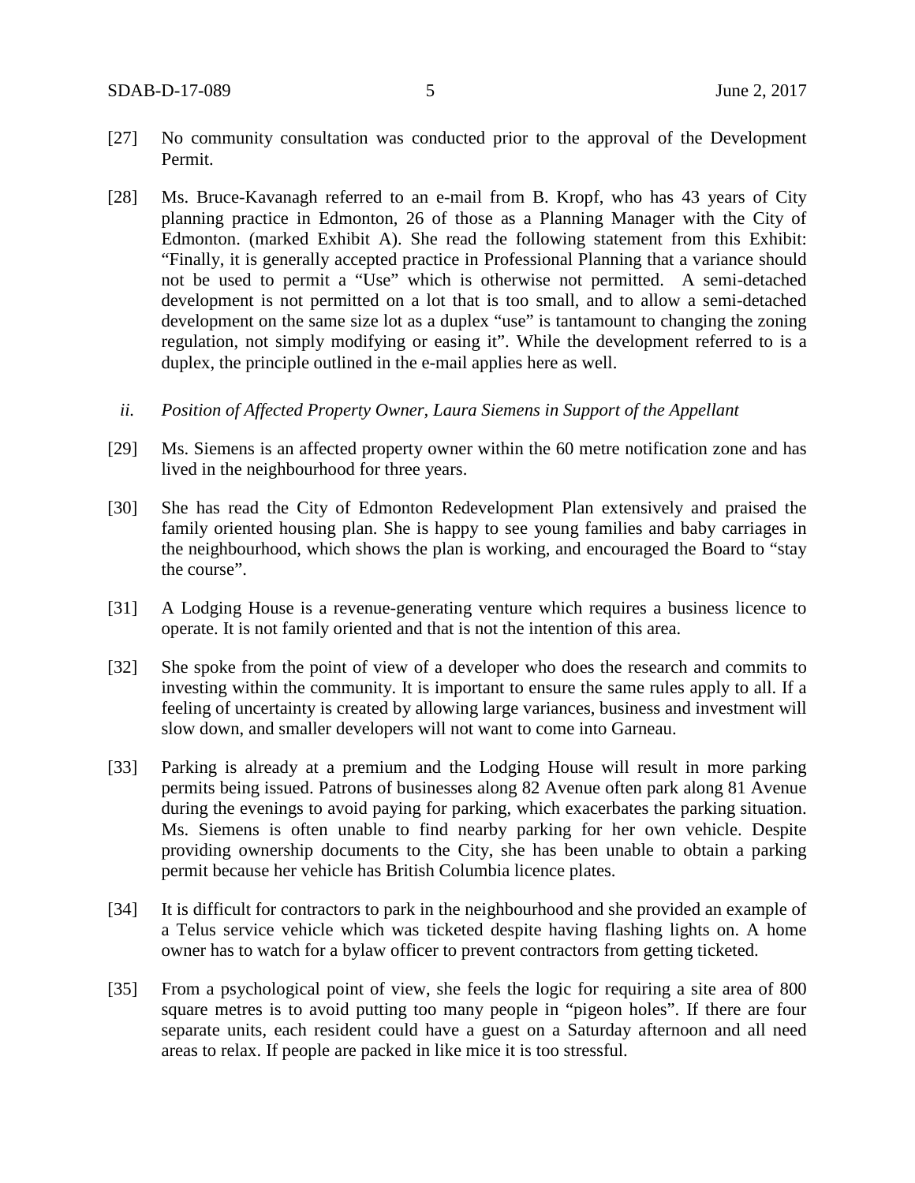[27] No community consultation was conducted prior to the approval of the Development Permit.

[28] Ms. Bruce-Kavanagh referred to an e-mail from B. Kropf, who has 43 years of City planning practice in Edmonton, 26 of those as a Planning Manager with the City of Edmonton. (marked Exhibit A). She read the following statement from this Exhibit: "Finally, it is generally accepted practice in Professional Planning that a variance should not be used to permit a "Use" which is otherwise not permitted. A semi-detached development is not permitted on a lot that is too small, and to allow a semi-detached development on the same size lot as a duplex "use" is tantamount to changing the zoning regulation, not simply modifying or easing it". While the development referred to is a duplex, the principle outlined in the e-mail applies here as well.

*ii. Position of Affected Property Owner, Laura Siemens in Support of the Appellant*

[29] Ms. Siemens is an affected property owner within the 60 metre notification zone and has lived in the neighbourhood for three years.

[30] She has read the City of Edmonton Redevelopment Plan extensively and praised the family oriented housing plan. She is happy to see young families and baby carriages in the neighbourhood, which shows the plan is working, and encouraged the Board to "stay the course".

[31] A Lodging House is a revenue-generating venture which requires a business licence to operate. It is not family oriented and that is not the intention of this area.

[32] She spoke from the point of view of a developer who does the research and commits to investing within the community. It is important to ensure the same rules apply to all. If a feeling of uncertainty is created by allowing large variances, business and investment will slow down, and smaller developers will not want to come into Garneau.

[33] Parking is already at a premium and the Lodging House will result in more parking permits being issued. Patrons of businesses along 82 Avenue often park along 81 Avenue during the evenings to avoid paying for parking, which exacerbates the parking situation. Ms. Siemens is often unable to find nearby parking for her own vehicle. Despite providing ownership documents to the City, she has been unable to obtain a parking permit because her vehicle has British Columbia licence plates.

[34] It is difficult for contractors to park in the neighbourhood and she provided an example of a Telus service vehicle which was ticketed despite having flashing lights on. A home owner has to watch for a bylaw officer to prevent contractors from getting ticketed.

[35] From a psychological point of view, she feels the logic for requiring a site area of 800 square metres is to avoid putting too many people in "pigeon holes". If there are four separate units, each resident could have a guest on a Saturday afternoon and all need areas to relax. If people are packed in like mice it is too stressful.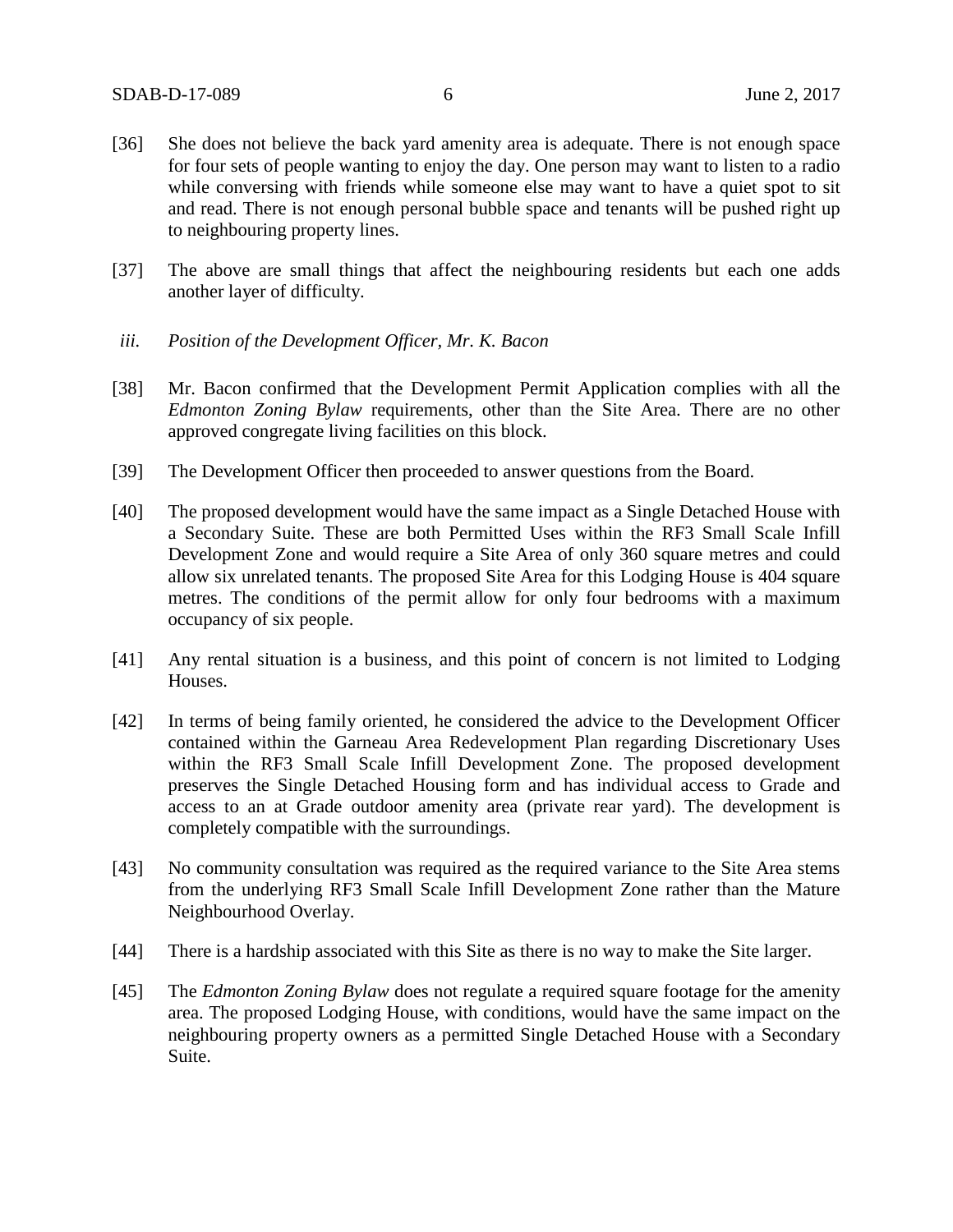[36] She does not believe the back yard amenity area is adequate. There is not enough space for four sets of people wanting to enjoy the day. One person may want to listen to a radio while conversing with friends while someone else may want to have a quiet spot to sit and read. There is not enough personal bubble space and tenants will be pushed right up to neighbouring property lines.

[37] The above are small things that affect the neighbouring residents but each one adds another layer of difficulty.

*iii. Position of the Development Officer, Mr. K. Bacon*

[38] Mr. Bacon confirmed that the Development Permit Application complies with all the *Edmonton Zoning Bylaw* requirements, other than the Site Area. There are no other approved congregate living facilities on this block.

[39] The Development Officer then proceeded to answer questions from the Board.

[40] The proposed development would have the same impact as a Single Detached House with a Secondary Suite. These are both Permitted Uses within the RF3 Small Scale Infill Development Zone and would require a Site Area of only 360 square metres and could allow six unrelated tenants. The proposed Site Area for this Lodging House is 404 square metres. The conditions of the permit allow for only four bedrooms with a maximum occupancy of six people.

[41] Any rental situation is a business, and this point of concern is not limited to Lodging Houses.

[42] In terms of being family oriented, he considered the advice to the Development Officer contained within the Garneau Area Redevelopment Plan regarding Discretionary Uses within the RF3 Small Scale Infill Development Zone. The proposed development preserves the Single Detached Housing form and has individual access to Grade and access to an at Grade outdoor amenity area (private rear yard). The development is completely compatible with the surroundings.

[43] No community consultation was required as the required variance to the Site Area stems from the underlying RF3 Small Scale Infill Development Zone rather than the Mature Neighbourhood Overlay.

[44] There is a hardship associated with this Site as there is no way to make the Site larger.

[45] The *Edmonton Zoning Bylaw* does not regulate a required square footage for the amenity area. The proposed Lodging House, with conditions, would have the same impact on the neighbouring property owners as a permitted Single Detached House with a Secondary Suite.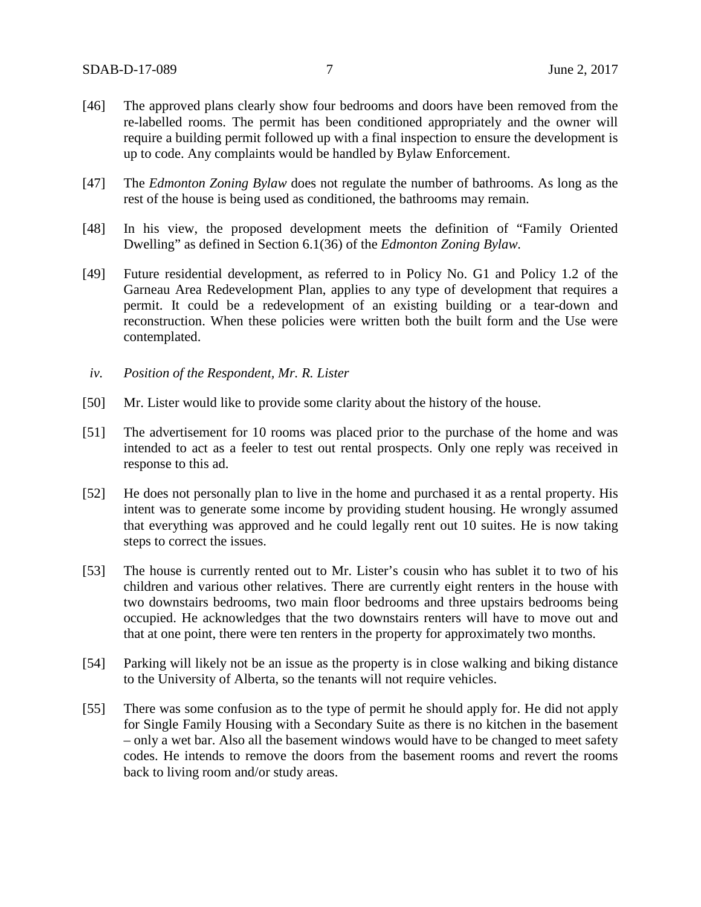[46] The approved plans clearly show four bedrooms and doors have been removed from the re-labelled rooms. The permit has been conditioned appropriately and the owner will require a building permit followed up with a final inspection to ensure the development is up to code. Any complaints would be handled by Bylaw Enforcement.

[47] The *Edmonton Zoning Bylaw* does not regulate the number of bathrooms. As long as the rest of the house is being used as conditioned, the bathrooms may remain.

[48] In his view, the proposed development meets the definition of "Family Oriented Dwelling" as defined in Section 6.1(36) of the *Edmonton Zoning Bylaw*.

[49] Future residential development, as referred to in Policy No. G1 and Policy 1.2 of the Garneau Area Redevelopment Plan, applies to any type of development that requires a permit. It could be a redevelopment of an existing building or a tear-down and reconstruction. When these policies were written both the built form and the Use were contemplated.

*iv. Position of the Respondent, Mr. R. Lister*

[50] Mr. Lister would like to provide some clarity about the history of the house.

[51] The advertisement for 10 rooms was placed prior to the purchase of the home and was intended to act as a feeler to test out rental prospects. Only one reply was received in response to this ad.

[52] He does not personally plan to live in the home and purchased it as a rental property. His intent was to generate some income by providing student housing. He wrongly assumed that everything was approved and he could legally rent out 10 suites. He is now taking steps to correct the issues.

[53] The house is currently rented out to Mr. Lister's cousin who has sublet it to two of his children and various other relatives. There are currently eight renters in the house with two downstairs bedrooms, two main floor bedrooms and three upstairs bedrooms being occupied. He acknowledges that the two downstairs renters will have to move out and that at one point, there were ten renters in the property for approximately two months.

[54] Parking will likely not be an issue as the property is in close walking and biking distance to the University of Alberta, so the tenants will not require vehicles.

[55] There was some confusion as to the type of permit he should apply for. He did not apply for Single Family Housing with a Secondary Suite as there is no kitchen in the basement – only a wet bar. Also all the basement windows would have to be changed to meet safety codes. He intends to remove the doors from the basement rooms and revert the rooms back to living room and/or study areas.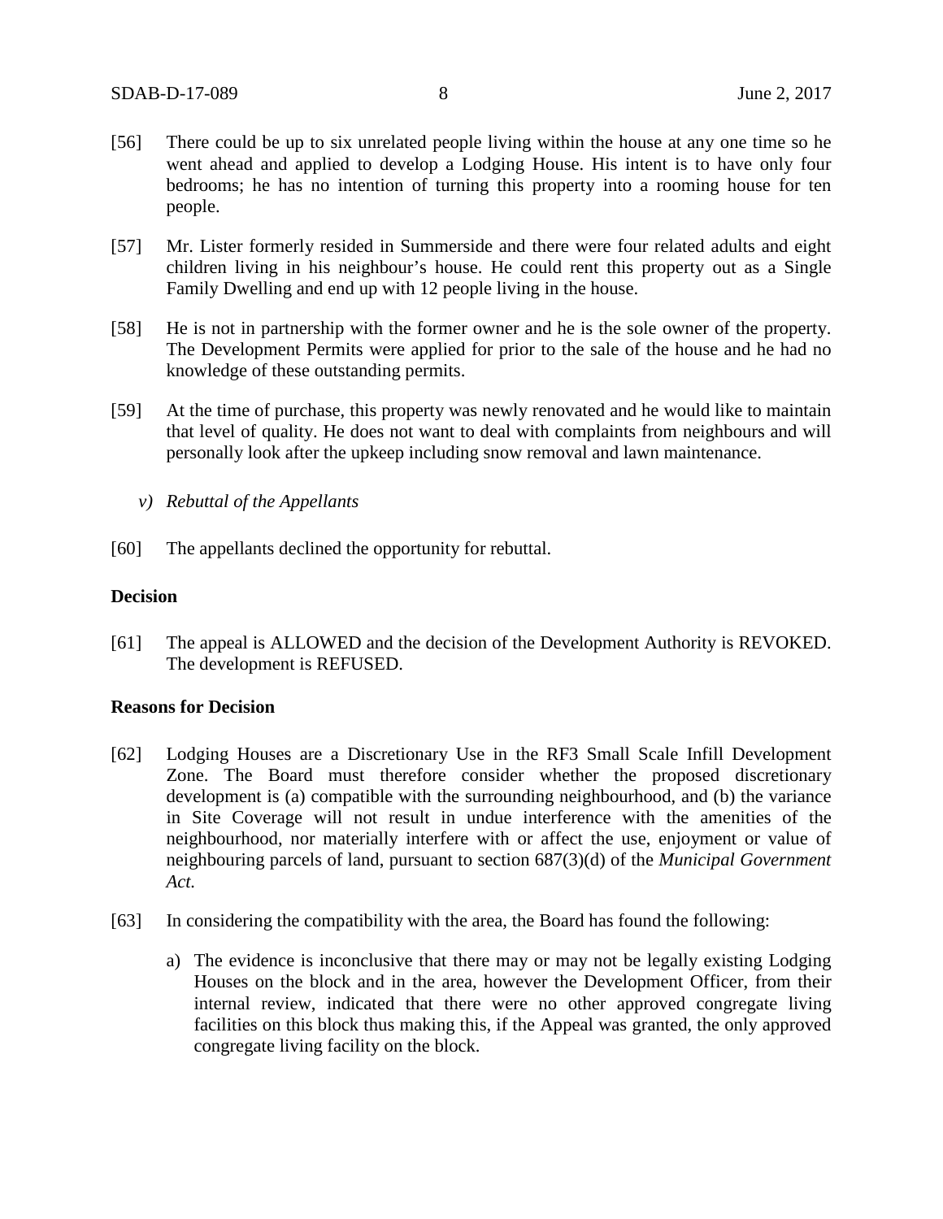[56] There could be up to six unrelated people living within the house at any one time so he went ahead and applied to develop a Lodging House. His intent is to have only four bedrooms; he has no intention of turning this property into a rooming house for ten people.

[57] Mr. Lister formerly resided in Summerside and there were four related adults and eight children living in his neighbour's house. He could rent this property out as a Single Family Dwelling and end up with 12 people living in the house.

[58] He is not in partnership with the former owner and he is the sole owner of the property. The Development Permits were applied for prior to the sale of the house and he had no knowledge of these outstanding permits.

[59] At the time of purchase, this property was newly renovated and he would like to maintain that level of quality. He does not want to deal with complaints from neighbours and will personally look after the upkeep including snow removal and lawn maintenance.

*v) Rebuttal of the Appellants*

[60] The appellants declined the opportunity for rebuttal.

**Decision**

[61] The appeal is ALLOWED and the decision of the Development Authority is REVOKED. The development is REFUSED.

**Reasons for Decision**

[62] Lodging Houses are a Discretionary Use in the RF3 Small Scale Infill Development Zone. The Board must therefore consider whether the proposed discretionary development is (a) compatible with the surrounding neighbourhood, and (b) the variance in Site Coverage will not result in undue interference with the amenities of the neighbourhood, nor materially interfere with or affect the use, enjoyment or value of neighbouring parcels of land, pursuant to section 687(3)(d) of the *Municipal Government Act.*

[63] In considering the compatibility with the area, the Board has found the following:

a) The evidence is inconclusive that there may or may not be legally existing Lodging Houses on the block and in the area, however the Development Officer, from their internal review, indicated that there were no other approved congregate living facilities on this block thus making this, if the Appeal was granted, the only approved congregate living facility on the block.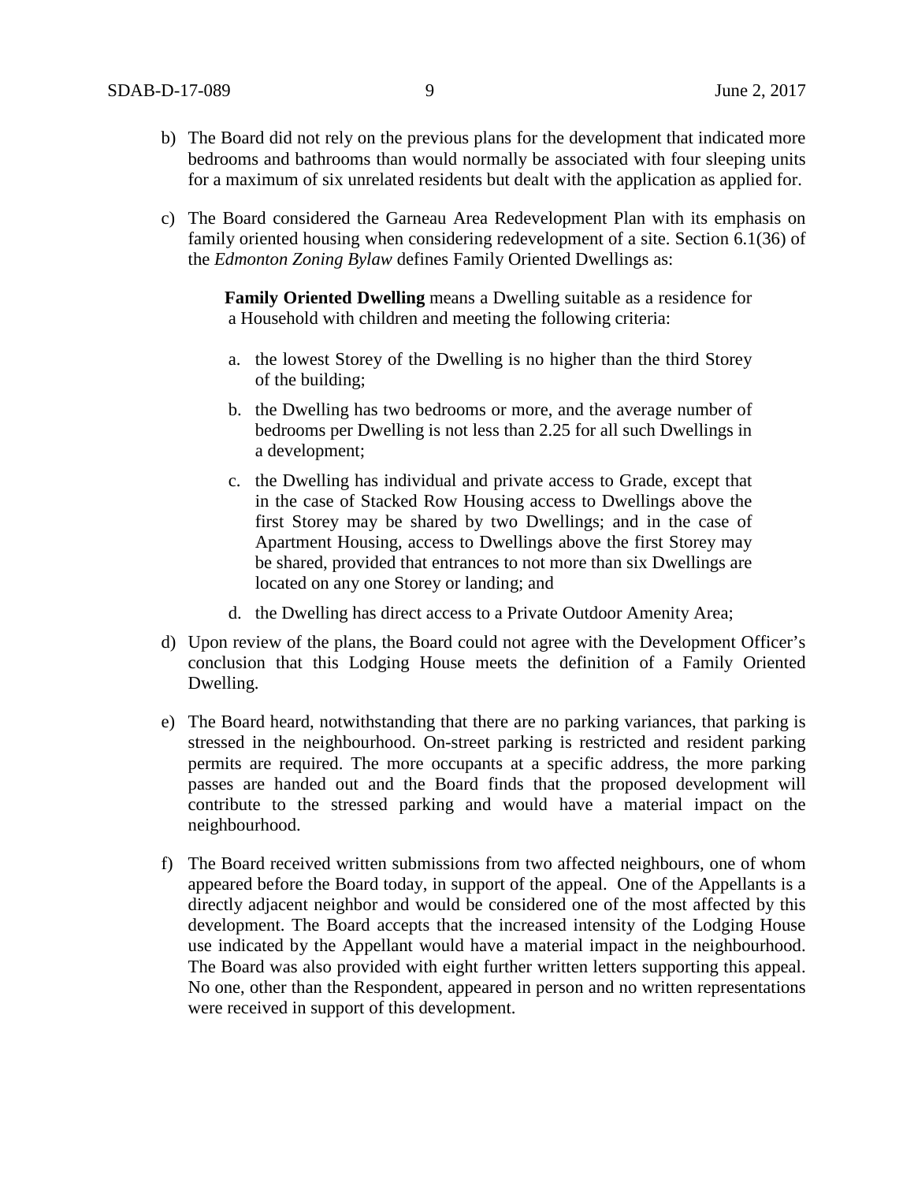b) The Board did not rely on the previous plans for the development that indicated more bedrooms and bathrooms than would normally be associated with four sleeping units for a maximum of six unrelated residents but dealt with the application as applied for.

c) The Board considered the Garneau Area Redevelopment Plan with its emphasis on family oriented housing when considering redevelopment of a site. Section 6.1(36) of the *Edmonton Zoning Bylaw* defines Family Oriented Dwellings as:

   > **Family Oriented Dwelling** means a Dwelling suitable as a residence for a Household with children and meeting the following criteria:
   >
   > a. the lowest Storey of the Dwelling is no higher than the third Storey of the building;
   >
   > b. the Dwelling has two bedrooms or more, and the average number of bedrooms per Dwelling is not less than 2.25 for all such Dwellings in a development;
   >
   > c. the Dwelling has individual and private access to Grade, except that in the case of Stacked Row Housing access to Dwellings above the first Storey may be shared by two Dwellings; and in the case of Apartment Housing, access to Dwellings above the first Storey may be shared, provided that entrances to not more than six Dwellings are located on any one Storey or landing; and
   >
   > d. the Dwelling has direct access to a Private Outdoor Amenity Area;

d) Upon review of the plans, the Board could not agree with the Development Officer's conclusion that this Lodging House meets the definition of a Family Oriented Dwelling.

e) The Board heard, notwithstanding that there are no parking variances, that parking is stressed in the neighbourhood. On-street parking is restricted and resident parking permits are required. The more occupants at a specific address, the more parking passes are handed out and the Board finds that the proposed development will contribute to the stressed parking and would have a material impact on the neighbourhood.

f) The Board received written submissions from two affected neighbours, one of whom appeared before the Board today, in support of the appeal. One of the Appellants is a directly adjacent neighbor and would be considered one of the most affected by this development. The Board accepts that the increased intensity of the Lodging House use indicated by the Appellant would have a material impact in the neighbourhood. The Board was also provided with eight further written letters supporting this appeal. No one, other than the Respondent, appeared in person and no written representations were received in support of this development.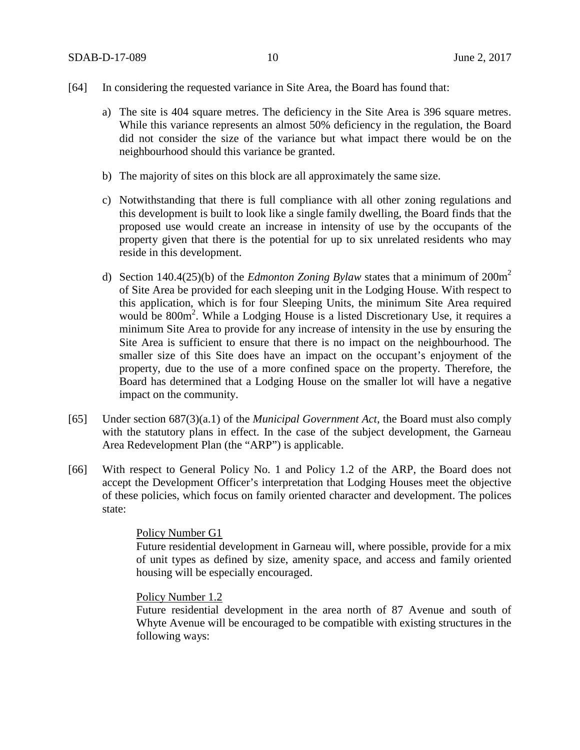[64] In considering the requested variance in Site Area, the Board has found that:

a) The site is 404 square metres. The deficiency in the Site Area is 396 square metres. While this variance represents an almost 50% deficiency in the regulation, the Board did not consider the size of the variance but what impact there would be on the neighbourhood should this variance be granted.

b) The majority of sites on this block are all approximately the same size.

c) Notwithstanding that there is full compliance with all other zoning regulations and this development is built to look like a single family dwelling, the Board finds that the proposed use would create an increase in intensity of use by the occupants of the property given that there is the potential for up to six unrelated residents who may reside in this development.

d) Section 140.4(25)(b) of the *Edmonton Zoning Bylaw* states that a minimum of $200m^2$ of Site Area be provided for each sleeping unit in the Lodging House. With respect to this application, which is for four Sleeping Units, the minimum Site Area required would be $800m^2$. While a Lodging House is a listed Discretionary Use, it requires a minimum Site Area to provide for any increase of intensity in the use by ensuring the Site Area is sufficient to ensure that there is no impact on the neighbourhood. The smaller size of this Site does have an impact on the occupant's enjoyment of the property, due to the use of a more confined space on the property. Therefore, the Board has determined that a Lodging House on the smaller lot will have a negative impact on the community.

[65] Under section 687(3)(a.1) of the *Municipal Government Act*, the Board must also comply with the statutory plans in effect. In the case of the subject development, the Garneau Area Redevelopment Plan (the "ARP") is applicable.

[66] With respect to General Policy No. 1 and Policy 1.2 of the ARP, the Board does not accept the Development Officer's interpretation that Lodging Houses meet the objective of these policies, which focus on family oriented character and development. The polices state:

> Policy Number G1
>
> Future residential development in Garneau will, where possible, provide for a mix of unit types as defined by size, amenity space, and access and family oriented housing will be especially encouraged.
>
> Policy Number 1.2
>
> Future residential development in the area north of 87 Avenue and south of Whyte Avenue will be encouraged to be compatible with existing structures in the following ways: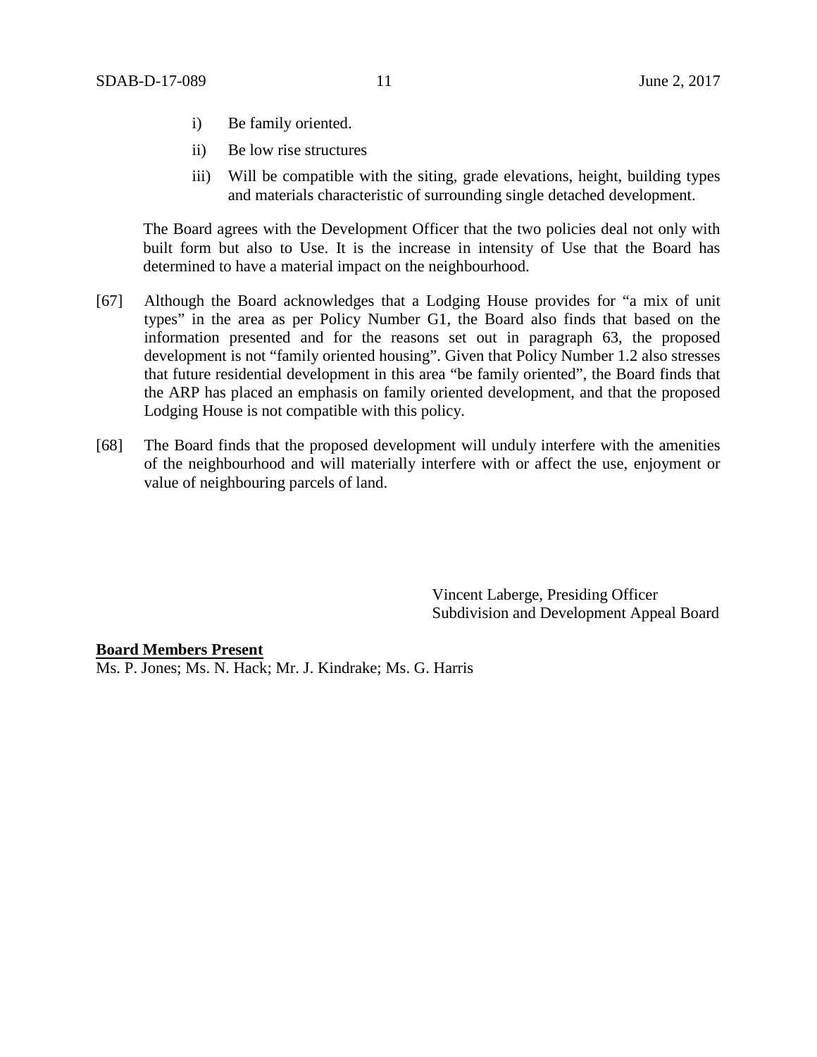i) Be family oriented.

ii) Be low rise structures

iii) Will be compatible with the siting, grade elevations, height, building types and materials characteristic of surrounding single detached development.

The Board agrees with the Development Officer that the two policies deal not only with built form but also to Use. It is the increase in intensity of Use that the Board has determined to have a material impact on the neighbourhood.

[67] Although the Board acknowledges that a Lodging House provides for "a mix of unit types" in the area as per Policy Number G1, the Board also finds that based on the information presented and for the reasons set out in paragraph 63, the proposed development is not "family oriented housing". Given that Policy Number 1.2 also stresses that future residential development in this area "be family oriented", the Board finds that the ARP has placed an emphasis on family oriented development, and that the proposed Lodging House is not compatible with this policy.

[68] The Board finds that the proposed development will unduly interfere with the amenities of the neighbourhood and will materially interfere with or affect the use, enjoyment or value of neighbouring parcels of land.

Vincent Laberge, Presiding Officer
Subdivision and Development Appeal Board

**Board Members Present**
Ms. P. Jones; Ms. N. Hack; Mr. J. Kindrake; Ms. G. Harris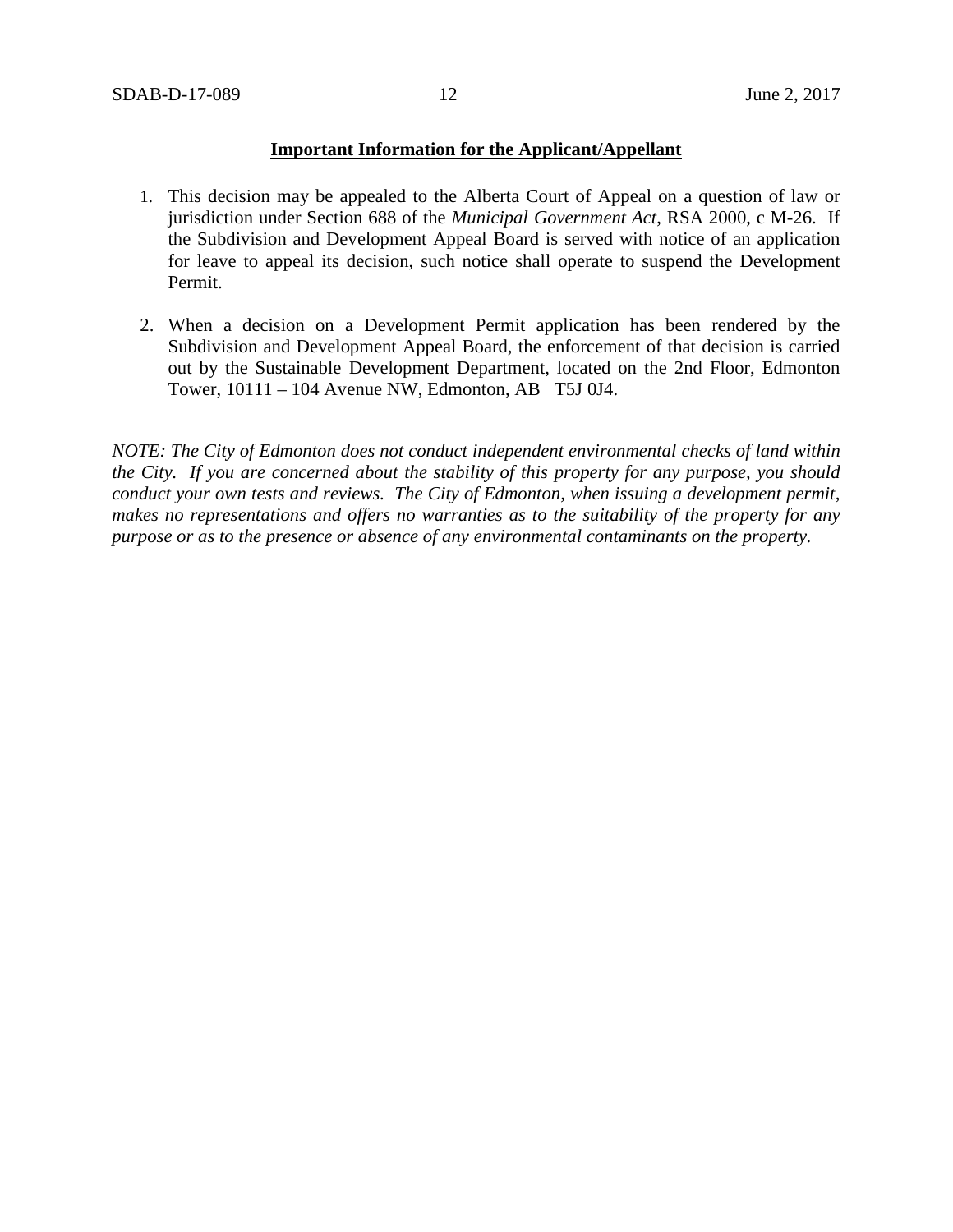**Important Information for the Applicant/Appellant**

1. This decision may be appealed to the Alberta Court of Appeal on a question of law or jurisdiction under Section 688 of the *Municipal Government Act*, RSA 2000, c M-26. If the Subdivision and Development Appeal Board is served with notice of an application for leave to appeal its decision, such notice shall operate to suspend the Development Permit.

2. When a decision on a Development Permit application has been rendered by the Subdivision and Development Appeal Board, the enforcement of that decision is carried out by the Sustainable Development Department, located on the 2nd Floor, Edmonton Tower, 10111 – 104 Avenue NW, Edmonton, AB T5J 0J4.

*NOTE: The City of Edmonton does not conduct independent environmental checks of land within the City. If you are concerned about the stability of this property for any purpose, you should conduct your own tests and reviews. The City of Edmonton, when issuing a development permit, makes no representations and offers no warranties as to the suitability of the property for any purpose or as to the presence or absence of any environmental contaminants on the property.*